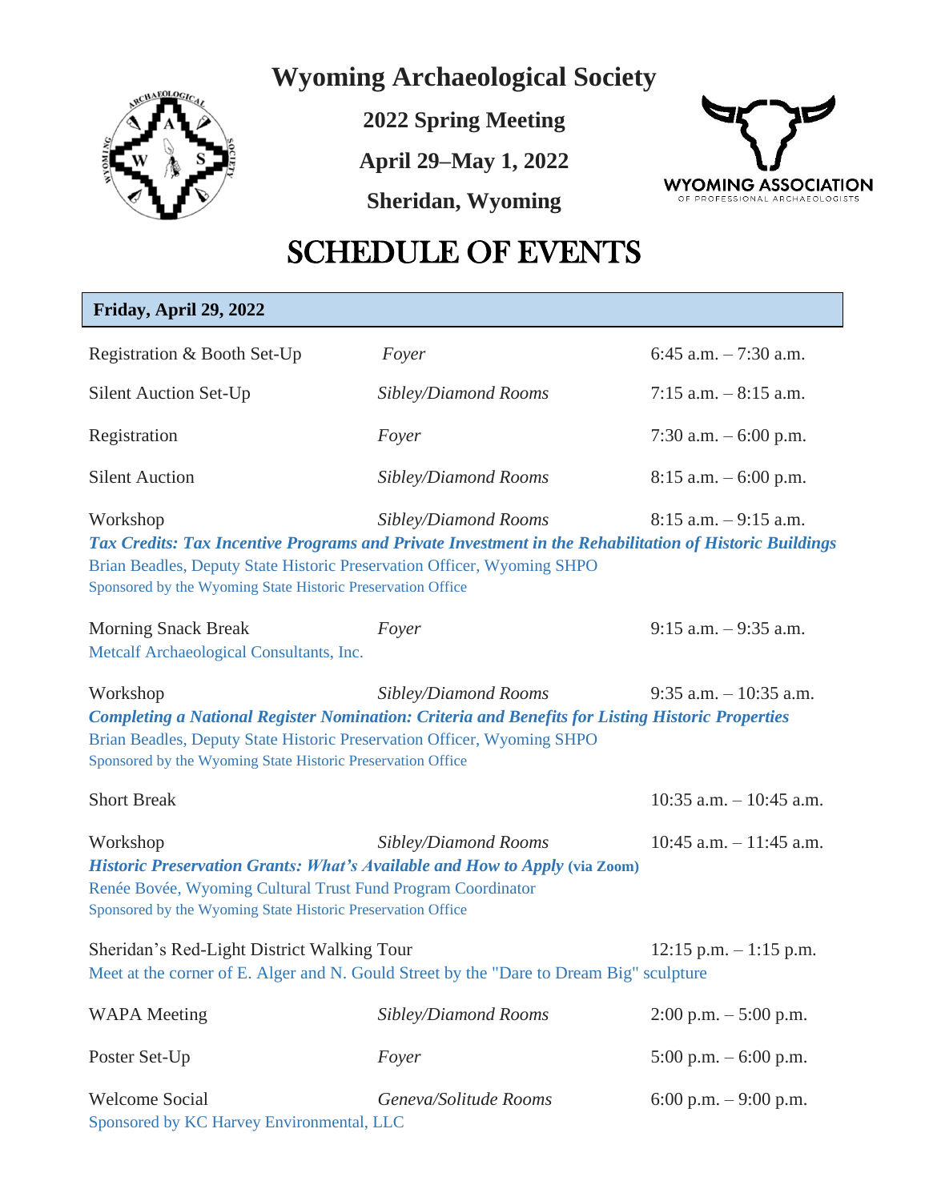# Wyoming Archaeological Society

**2022 Spring Meeting**

**April 29–May 1, 2022**

**Sheridan, Wyoming**

WYOMING ASSOCIATION OF PROFESSIONAL ARCHAEOLOGISTS

# SCHEDULE OF EVENTS

## Friday, April 29, 2022

| Event | Location | Time |
|---|---|---|
| Registration & Booth Set-Up | *Foyer* | 6:45 a.m. – 7:30 a.m. |
| Silent Auction Set-Up | *Sibley/Diamond Rooms* | 7:15 a.m. – 8:15 a.m. |
| Registration | *Foyer* | 7:30 a.m. – 6:00 p.m. |
| Silent Auction | *Sibley/Diamond Rooms* | 8:15 a.m. – 6:00 p.m. |
| Workshop | *Sibley/Diamond Rooms* | 8:15 a.m. – 9:15 a.m. |

***Tax Credits: Tax Incentive Programs and Private Investment in the Rehabilitation of Historic Buildings***
Brian Beadles, Deputy State Historic Preservation Officer, Wyoming SHPO
Sponsored by the Wyoming State Historic Preservation Office

| Event | Location | Time |
|---|---|---|
| Morning Snack Break | *Foyer* | 9:15 a.m. – 9:35 a.m. |

Metcalf Archaeological Consultants, Inc.

| Event | Location | Time |
|---|---|---|
| Workshop | *Sibley/Diamond Rooms* | 9:35 a.m. – 10:35 a.m. |

***Completing a National Register Nomination: Criteria and Benefits for Listing Historic Properties***
Brian Beadles, Deputy State Historic Preservation Officer, Wyoming SHPO
Sponsored by the Wyoming State Historic Preservation Office

| Event | Location | Time |
|---|---|---|
| Short Break | | 10:35 a.m. – 10:45 a.m. |
| Workshop | *Sibley/Diamond Rooms* | 10:45 a.m. – 11:45 a.m. |

***Historic Preservation Grants: What's Available and How to Apply* (via Zoom)**
Renée Bovée, Wyoming Cultural Trust Fund Program Coordinator
Sponsored by the Wyoming State Historic Preservation Office

| Event | Location | Time |
|---|---|---|
| Sheridan's Red-Light District Walking Tour | | 12:15 p.m. – 1:15 p.m. |

Meet at the corner of E. Alger and N. Gould Street by the "Dare to Dream Big" sculpture

| Event | Location | Time |
|---|---|---|
| WAPA Meeting | *Sibley/Diamond Rooms* | 2:00 p.m. – 5:00 p.m. |
| Poster Set-Up | *Foyer* | 5:00 p.m. – 6:00 p.m. |
| Welcome Social | *Geneva/Solitude Rooms* | 6:00 p.m. – 9:00 p.m. |

Sponsored by KC Harvey Environmental, LLC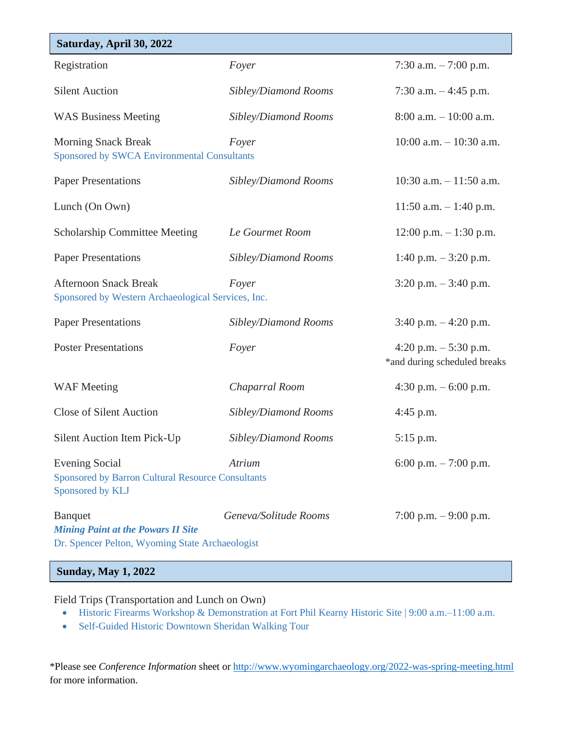| Saturday, April 30, 2022 | | |
| --- | --- | --- |
| Registration | *Foyer* | 7:30 a.m. – 7:00 p.m. |
| Silent Auction | *Sibley/Diamond Rooms* | 7:30 a.m. – 4:45 p.m. |
| WAS Business Meeting | *Sibley/Diamond Rooms* | 8:00 a.m. – 10:00 a.m. |
| Morning Snack Break<br>Sponsored by SWCA Environmental Consultants | *Foyer* | 10:00 a.m. – 10:30 a.m. |
| Paper Presentations | *Sibley/Diamond Rooms* | 10:30 a.m. – 11:50 a.m. |
| Lunch (On Own) | | 11:50 a.m. – 1:40 p.m. |
| Scholarship Committee Meeting | *Le Gourmet Room* | 12:00 p.m. – 1:30 p.m. |
| Paper Presentations | *Sibley/Diamond Rooms* | 1:40 p.m. – 3:20 p.m. |
| Afternoon Snack Break<br>Sponsored by Western Archaeological Services, Inc. | *Foyer* | 3:20 p.m. – 3:40 p.m. |
| Paper Presentations | *Sibley/Diamond Rooms* | 3:40 p.m. – 4:20 p.m. |
| Poster Presentations | *Foyer* | 4:20 p.m. – 5:30 p.m.<br>*and during scheduled breaks |
| WAF Meeting | *Chaparral Room* | 4:30 p.m. – 6:00 p.m. |
| Close of Silent Auction | *Sibley/Diamond Rooms* | 4:45 p.m. |
| Silent Auction Item Pick-Up | *Sibley/Diamond Rooms* | 5:15 p.m. |
| Evening Social<br>Sponsored by Barron Cultural Resource Consultants<br>Sponsored by KLJ | *Atrium* | 6:00 p.m. – 7:00 p.m. |
| Banquet<br>***Mining Paint at the Powars II Site***<br>Dr. Spencer Pelton, Wyoming State Archaeologist | *Geneva/Solitude Rooms* | 7:00 p.m. – 9:00 p.m. |

**Sunday, May 1, 2022**

Field Trips (Transportation and Lunch on Own)

- Historic Firearms Workshop & Demonstration at Fort Phil Kearny Historic Site | 9:00 a.m.–11:00 a.m.
- Self-Guided Historic Downtown Sheridan Walking Tour

*Please see *Conference Information* sheet or http://www.wyomingarchaeology.org/2022-was-spring-meeting.html for more information.